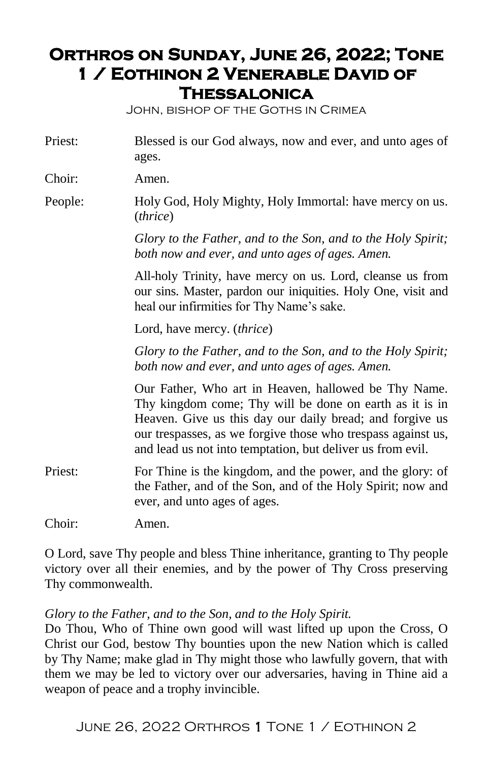# Orthros on Sunday, June 26, 2022; Tone 1 / Eothinon 2 Venerable David of Thessalonica

John, bishop of the Goths in Crimea

Priest: Blessed is our God always, now and ever, and unto ages of ages.

Choir: Amen.

People: Holy God, Holy Mighty, Holy Immortal: have mercy on us. (*thrice*)

*Glory to the Father, and to the Son, and to the Holy Spirit; both now and ever, and unto ages of ages. Amen.*

All-holy Trinity, have mercy on us. Lord, cleanse us from our sins. Master, pardon our iniquities. Holy One, visit and heal our infirmities for Thy Name's sake.

Lord, have mercy. (*thrice*)

*Glory to the Father, and to the Son, and to the Holy Spirit; both now and ever, and unto ages of ages. Amen.*

Our Father, Who art in Heaven, hallowed be Thy Name. Thy kingdom come; Thy will be done on earth as it is in Heaven. Give us this day our daily bread; and forgive us our trespasses, as we forgive those who trespass against us, and lead us not into temptation, but deliver us from evil.

Priest: For Thine is the kingdom, and the power, and the glory: of the Father, and of the Son, and of the Holy Spirit; now and ever, and unto ages of ages.

Choir: Amen.

O Lord, save Thy people and bless Thine inheritance, granting to Thy people victory over all their enemies, and by the power of Thy Cross preserving Thy commonwealth.

*Glory to the Father, and to the Son, and to the Holy Spirit.*
Do Thou, Who of Thine own good will wast lifted up upon the Cross, O Christ our God, bestow Thy bounties upon the new Nation which is called by Thy Name; make glad in Thy might those who lawfully govern, that with them we may be led to victory over our adversaries, having in Thine aid a weapon of peace and a trophy invincible.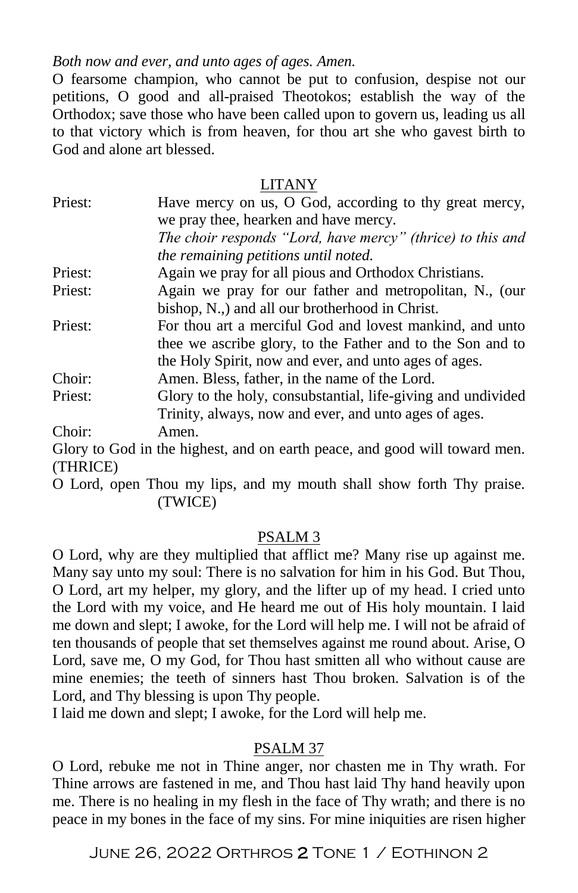*Both now and ever, and unto ages of ages. Amen.*

O fearsome champion, who cannot be put to confusion, despise not our petitions, O good and all-praised Theotokos; establish the way of the Orthodox; save those who have been called upon to govern us, leading us all to that victory which is from heaven, for thou art she who gavest birth to God and alone art blessed.

## LITANY

| | |
|---|---|
| Priest: | Have mercy on us, O God, according to thy great mercy, we pray thee, hearken and have mercy. *The choir responds "Lord, have mercy" (thrice) to this and the remaining petitions until noted.* |
| Priest: | Again we pray for all pious and Orthodox Christians. |
| Priest: | Again we pray for our father and metropolitan, N., (our bishop, N.,) and all our brotherhood in Christ. |
| Priest: | For thou art a merciful God and lovest mankind, and unto thee we ascribe glory, to the Father and to the Son and to the Holy Spirit, now and ever, and unto ages of ages. |
| Choir: | Amen. Bless, father, in the name of the Lord. |
| Priest: | Glory to the holy, consubstantial, life-giving and undivided Trinity, always, now and ever, and unto ages of ages. |
| Choir: | Amen. |

Glory to God in the highest, and on earth peace, and good will toward men. (THRICE)

O Lord, open Thou my lips, and my mouth shall show forth Thy praise. (TWICE)

## PSALM 3

O Lord, why are they multiplied that afflict me? Many rise up against me. Many say unto my soul: There is no salvation for him in his God. But Thou, O Lord, art my helper, my glory, and the lifter up of my head. I cried unto the Lord with my voice, and He heard me out of His holy mountain. I laid me down and slept; I awoke, for the Lord will help me. I will not be afraid of ten thousands of people that set themselves against me round about. Arise, O Lord, save me, O my God, for Thou hast smitten all who without cause are mine enemies; the teeth of sinners hast Thou broken. Salvation is of the Lord, and Thy blessing is upon Thy people.

I laid me down and slept; I awoke, for the Lord will help me.

## PSALM 37

O Lord, rebuke me not in Thine anger, nor chasten me in Thy wrath. For Thine arrows are fastened in me, and Thou hast laid Thy hand heavily upon me. There is no healing in my flesh in the face of Thy wrath; and there is no peace in my bones in the face of my sins. For mine iniquities are risen higher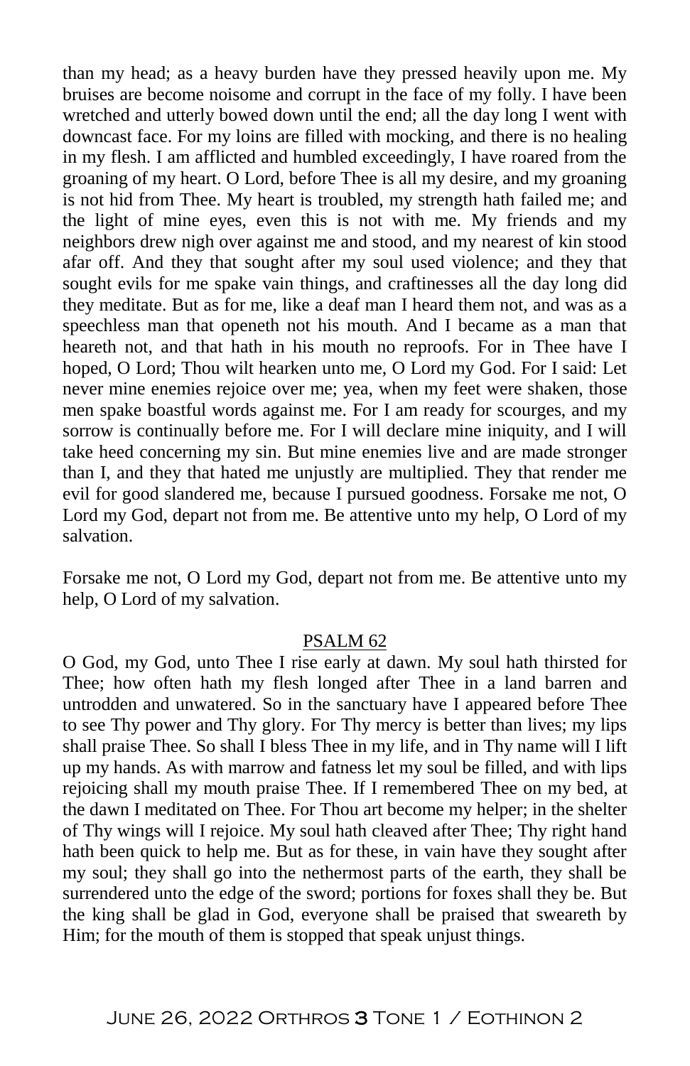than my head; as a heavy burden have they pressed heavily upon me. My bruises are become noisome and corrupt in the face of my folly. I have been wretched and utterly bowed down until the end; all the day long I went with downcast face. For my loins are filled with mocking, and there is no healing in my flesh. I am afflicted and humbled exceedingly, I have roared from the groaning of my heart. O Lord, before Thee is all my desire, and my groaning is not hid from Thee. My heart is troubled, my strength hath failed me; and the light of mine eyes, even this is not with me. My friends and my neighbors drew nigh over against me and stood, and my nearest of kin stood afar off. And they that sought after my soul used violence; and they that sought evils for me spake vain things, and craftinesses all the day long did they meditate. But as for me, like a deaf man I heard them not, and was as a speechless man that openeth not his mouth. And I became as a man that heareth not, and that hath in his mouth no reproofs. For in Thee have I hoped, O Lord; Thou wilt hearken unto me, O Lord my God. For I said: Let never mine enemies rejoice over me; yea, when my feet were shaken, those men spake boastful words against me. For I am ready for scourges, and my sorrow is continually before me. For I will declare mine iniquity, and I will take heed concerning my sin. But mine enemies live and are made stronger than I, and they that hated me unjustly are multiplied. They that render me evil for good slandered me, because I pursued goodness. Forsake me not, O Lord my God, depart not from me. Be attentive unto my help, O Lord of my salvation.

Forsake me not, O Lord my God, depart not from me. Be attentive unto my help, O Lord of my salvation.

## PSALM 62

O God, my God, unto Thee I rise early at dawn. My soul hath thirsted for Thee; how often hath my flesh longed after Thee in a land barren and untrodden and unwatered. So in the sanctuary have I appeared before Thee to see Thy power and Thy glory. For Thy mercy is better than lives; my lips shall praise Thee. So shall I bless Thee in my life, and in Thy name will I lift up my hands. As with marrow and fatness let my soul be filled, and with lips rejoicing shall my mouth praise Thee. If I remembered Thee on my bed, at the dawn I meditated on Thee. For Thou art become my helper; in the shelter of Thy wings will I rejoice. My soul hath cleaved after Thee; Thy right hand hath been quick to help me. But as for these, in vain have they sought after my soul; they shall go into the nethermost parts of the earth, they shall be surrendered unto the edge of the sword; portions for foxes shall they be. But the king shall be glad in God, everyone shall be praised that sweareth by Him; for the mouth of them is stopped that speak unjust things.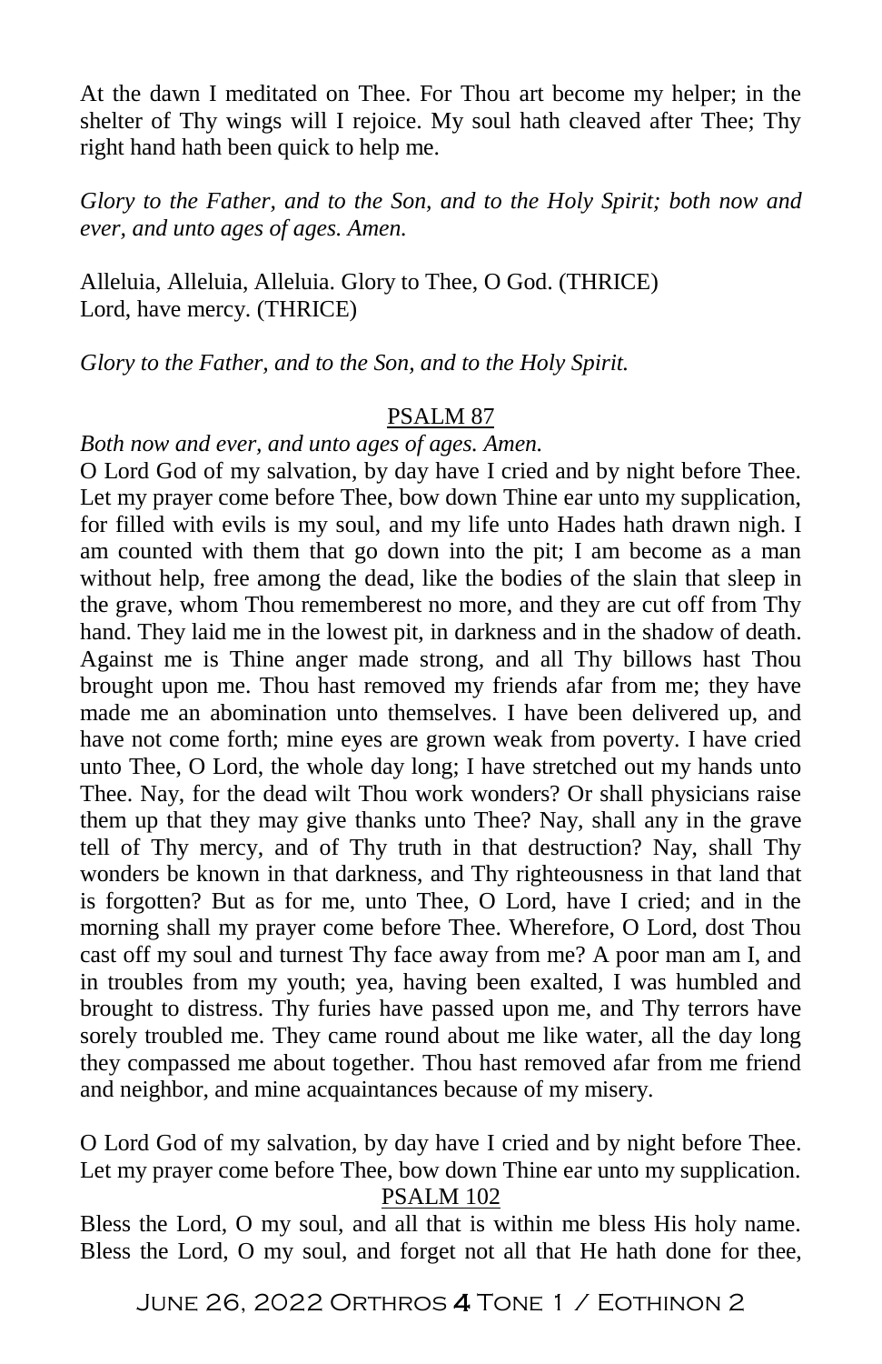At the dawn I meditated on Thee. For Thou art become my helper; in the shelter of Thy wings will I rejoice. My soul hath cleaved after Thee; Thy right hand hath been quick to help me.

*Glory to the Father, and to the Son, and to the Holy Spirit; both now and ever, and unto ages of ages. Amen.*

Alleluia, Alleluia, Alleluia. Glory to Thee, O God. (THRICE)
Lord, have mercy. (THRICE)

*Glory to the Father, and to the Son, and to the Holy Spirit.*

## PSALM 87

*Both now and ever, and unto ages of ages. Amen.*
O Lord God of my salvation, by day have I cried and by night before Thee. Let my prayer come before Thee, bow down Thine ear unto my supplication, for filled with evils is my soul, and my life unto Hades hath drawn nigh. I am counted with them that go down into the pit; I am become as a man without help, free among the dead, like the bodies of the slain that sleep in the grave, whom Thou rememberest no more, and they are cut off from Thy hand. They laid me in the lowest pit, in darkness and in the shadow of death. Against me is Thine anger made strong, and all Thy billows hast Thou brought upon me. Thou hast removed my friends afar from me; they have made me an abomination unto themselves. I have been delivered up, and have not come forth; mine eyes are grown weak from poverty. I have cried unto Thee, O Lord, the whole day long; I have stretched out my hands unto Thee. Nay, for the dead wilt Thou work wonders? Or shall physicians raise them up that they may give thanks unto Thee? Nay, shall any in the grave tell of Thy mercy, and of Thy truth in that destruction? Nay, shall Thy wonders be known in that darkness, and Thy righteousness in that land that is forgotten? But as for me, unto Thee, O Lord, have I cried; and in the morning shall my prayer come before Thee. Wherefore, O Lord, dost Thou cast off my soul and turnest Thy face away from me? A poor man am I, and in troubles from my youth; yea, having been exalted, I was humbled and brought to distress. Thy furies have passed upon me, and Thy terrors have sorely troubled me. They came round about me like water, all the day long they compassed me about together. Thou hast removed afar from me friend and neighbor, and mine acquaintances because of my misery.

O Lord God of my salvation, by day have I cried and by night before Thee. Let my prayer come before Thee, bow down Thine ear unto my supplication.

## PSALM 102

Bless the Lord, O my soul, and all that is within me bless His holy name. Bless the Lord, O my soul, and forget not all that He hath done for thee,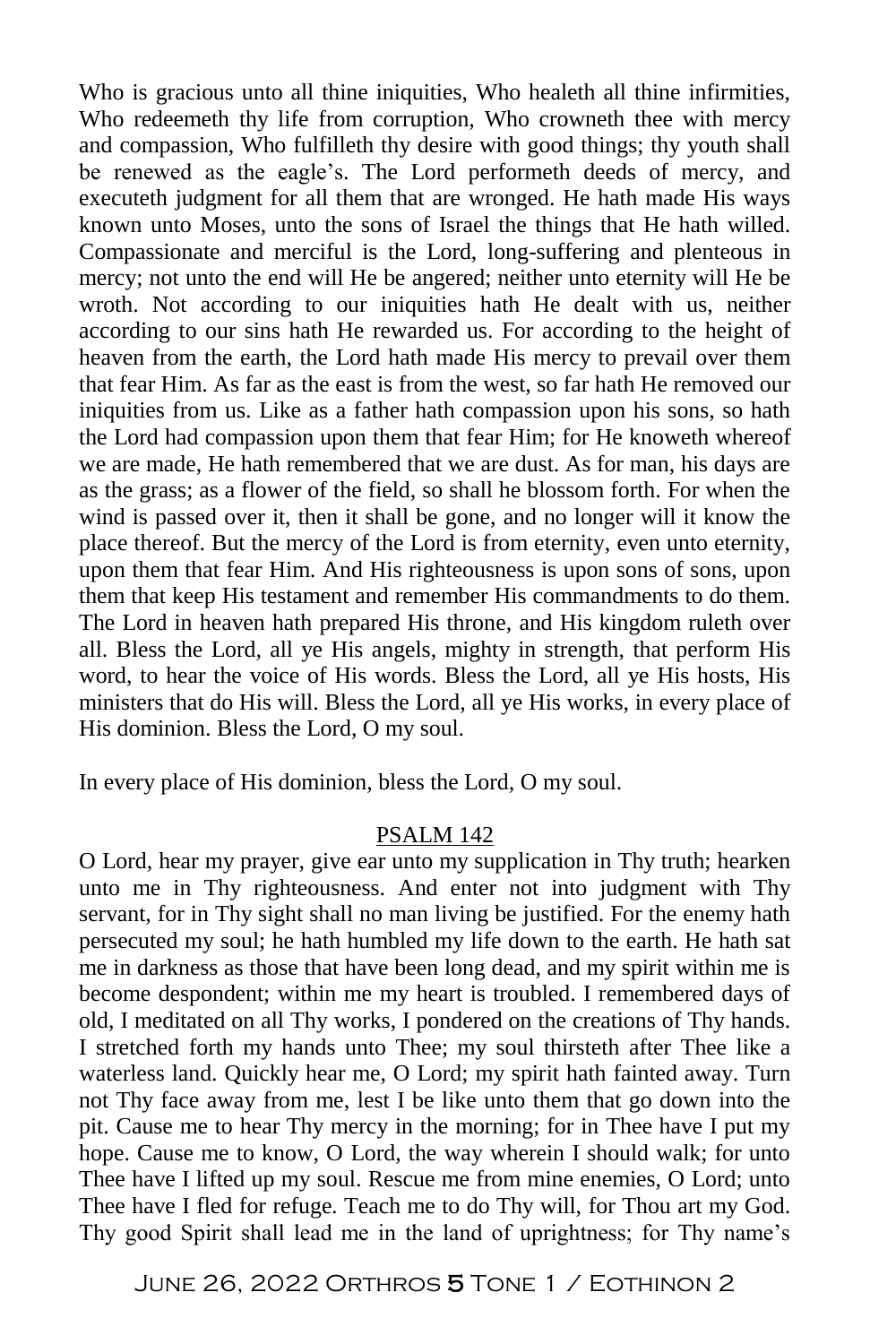Who is gracious unto all thine iniquities, Who healeth all thine infirmities, Who redeemeth thy life from corruption, Who crowneth thee with mercy and compassion, Who fulfilleth thy desire with good things; thy youth shall be renewed as the eagle's. The Lord performeth deeds of mercy, and executeth judgment for all them that are wronged. He hath made His ways known unto Moses, unto the sons of Israel the things that He hath willed. Compassionate and merciful is the Lord, long-suffering and plenteous in mercy; not unto the end will He be angered; neither unto eternity will He be wroth. Not according to our iniquities hath He dealt with us, neither according to our sins hath He rewarded us. For according to the height of heaven from the earth, the Lord hath made His mercy to prevail over them that fear Him. As far as the east is from the west, so far hath He removed our iniquities from us. Like as a father hath compassion upon his sons, so hath the Lord had compassion upon them that fear Him; for He knoweth whereof we are made, He hath remembered that we are dust. As for man, his days are as the grass; as a flower of the field, so shall he blossom forth. For when the wind is passed over it, then it shall be gone, and no longer will it know the place thereof. But the mercy of the Lord is from eternity, even unto eternity, upon them that fear Him. And His righteousness is upon sons of sons, upon them that keep His testament and remember His commandments to do them. The Lord in heaven hath prepared His throne, and His kingdom ruleth over all. Bless the Lord, all ye His angels, mighty in strength, that perform His word, to hear the voice of His words. Bless the Lord, all ye His hosts, His ministers that do His will. Bless the Lord, all ye His works, in every place of His dominion. Bless the Lord, O my soul.

In every place of His dominion, bless the Lord, O my soul.

## PSALM 142

O Lord, hear my prayer, give ear unto my supplication in Thy truth; hearken unto me in Thy righteousness. And enter not into judgment with Thy servant, for in Thy sight shall no man living be justified. For the enemy hath persecuted my soul; he hath humbled my life down to the earth. He hath sat me in darkness as those that have been long dead, and my spirit within me is become despondent; within me my heart is troubled. I remembered days of old, I meditated on all Thy works, I pondered on the creations of Thy hands. I stretched forth my hands unto Thee; my soul thirsteth after Thee like a waterless land. Quickly hear me, O Lord; my spirit hath fainted away. Turn not Thy face away from me, lest I be like unto them that go down into the pit. Cause me to hear Thy mercy in the morning; for in Thee have I put my hope. Cause me to know, O Lord, the way wherein I should walk; for unto Thee have I lifted up my soul. Rescue me from mine enemies, O Lord; unto Thee have I fled for refuge. Teach me to do Thy will, for Thou art my God. Thy good Spirit shall lead me in the land of uprightness; for Thy name's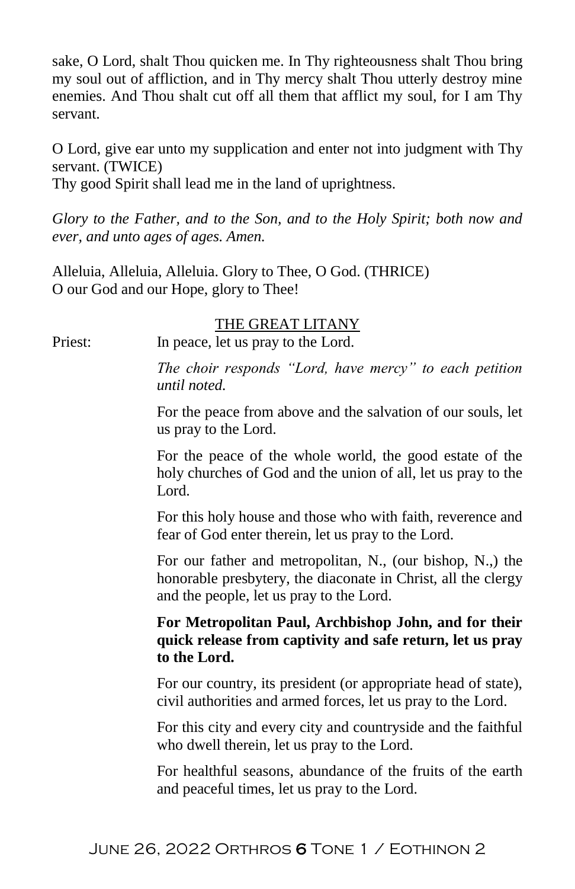sake, O Lord, shalt Thou quicken me. In Thy righteousness shalt Thou bring my soul out of affliction, and in Thy mercy shalt Thou utterly destroy mine enemies. And Thou shalt cut off all them that afflict my soul, for I am Thy servant.

O Lord, give ear unto my supplication and enter not into judgment with Thy servant. (TWICE)
Thy good Spirit shall lead me in the land of uprightness.

*Glory to the Father, and to the Son, and to the Holy Spirit; both now and ever, and unto ages of ages. Amen.*

Alleluia, Alleluia, Alleluia. Glory to Thee, O God. (THRICE)
O our God and our Hope, glory to Thee!

## THE GREAT LITANY

Priest: In peace, let us pray to the Lord.

*The choir responds "Lord, have mercy" to each petition until noted.*

For the peace from above and the salvation of our souls, let us pray to the Lord.

For the peace of the whole world, the good estate of the holy churches of God and the union of all, let us pray to the Lord.

For this holy house and those who with faith, reverence and fear of God enter therein, let us pray to the Lord.

For our father and metropolitan, N., (our bishop, N.,) the honorable presbytery, the diaconate in Christ, all the clergy and the people, let us pray to the Lord.

**For Metropolitan Paul, Archbishop John, and for their quick release from captivity and safe return, let us pray to the Lord.**

For our country, its president (or appropriate head of state), civil authorities and armed forces, let us pray to the Lord.

For this city and every city and countryside and the faithful who dwell therein, let us pray to the Lord.

For healthful seasons, abundance of the fruits of the earth and peaceful times, let us pray to the Lord.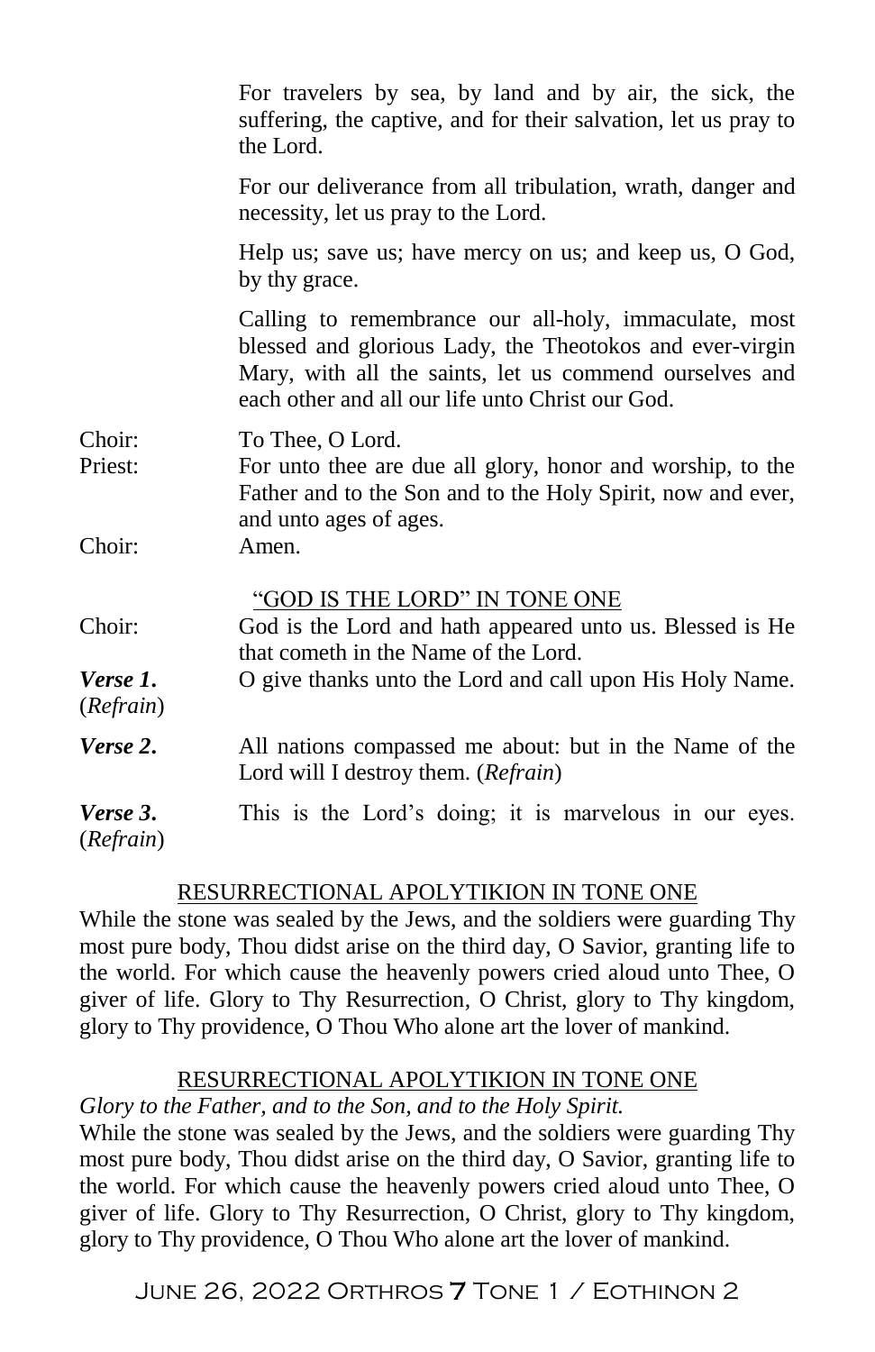For travelers by sea, by land and by air, the sick, the suffering, the captive, and for their salvation, let us pray to the Lord.

For our deliverance from all tribulation, wrath, danger and necessity, let us pray to the Lord.

Help us; save us; have mercy on us; and keep us, O God, by thy grace.

Calling to remembrance our all-holy, immaculate, most blessed and glorious Lady, the Theotokos and ever-virgin Mary, with all the saints, let us commend ourselves and each other and all our life unto Christ our God.

Choir: To Thee, O Lord.

Priest: For unto thee are due all glory, honor and worship, to the Father and to the Son and to the Holy Spirit, now and ever, and unto ages of ages.

Choir: Amen.

## "GOD IS THE LORD" IN TONE ONE

Choir: God is the Lord and hath appeared unto us. Blessed is He that cometh in the Name of the Lord.

***Verse 1.*** O give thanks unto the Lord and call upon His Holy Name. (*Refrain*)

***Verse 2.*** All nations compassed me about: but in the Name of the Lord will I destroy them. (*Refrain*)

***Verse 3.*** This is the Lord's doing; it is marvelous in our eyes. (*Refrain*)

## RESURRECTIONAL APOLYTIKION IN TONE ONE

While the stone was sealed by the Jews, and the soldiers were guarding Thy most pure body, Thou didst arise on the third day, O Savior, granting life to the world. For which cause the heavenly powers cried aloud unto Thee, O giver of life. Glory to Thy Resurrection, O Christ, glory to Thy kingdom, glory to Thy providence, O Thou Who alone art the lover of mankind.

## RESURRECTIONAL APOLYTIKION IN TONE ONE

*Glory to the Father, and to the Son, and to the Holy Spirit.*

While the stone was sealed by the Jews, and the soldiers were guarding Thy most pure body, Thou didst arise on the third day, O Savior, granting life to the world. For which cause the heavenly powers cried aloud unto Thee, O giver of life. Glory to Thy Resurrection, O Christ, glory to Thy kingdom, glory to Thy providence, O Thou Who alone art the lover of mankind.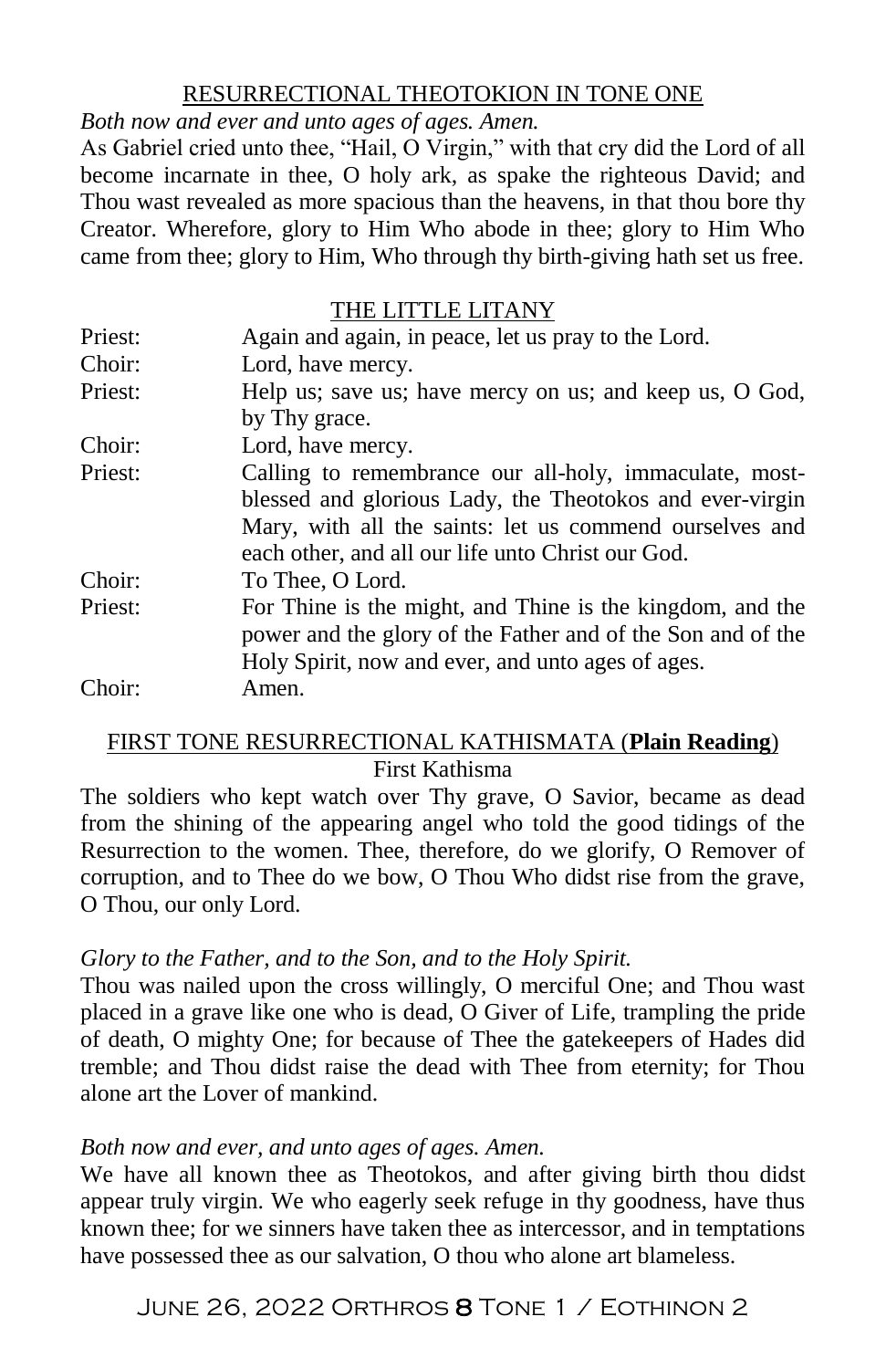## RESURRECTIONAL THEOTOKION IN TONE ONE

*Both now and ever and unto ages of ages. Amen.*

As Gabriel cried unto thee, "Hail, O Virgin," with that cry did the Lord of all become incarnate in thee, O holy ark, as spake the righteous David; and Thou wast revealed as more spacious than the heavens, in that thou bore thy Creator. Wherefore, glory to Him Who abode in thee; glory to Him Who came from thee; glory to Him, Who through thy birth-giving hath set us free.

## THE LITTLE LITANY

| | |
|---|---|
| Priest: | Again and again, in peace, let us pray to the Lord. |
| Choir: | Lord, have mercy. |
| Priest: | Help us; save us; have mercy on us; and keep us, O God, by Thy grace. |
| Choir: | Lord, have mercy. |
| Priest: | Calling to remembrance our all-holy, immaculate, most-blessed and glorious Lady, the Theotokos and ever-virgin Mary, with all the saints: let us commend ourselves and each other, and all our life unto Christ our God. |
| Choir: | To Thee, O Lord. |
| Priest: | For Thine is the might, and Thine is the kingdom, and the power and the glory of the Father and of the Son and of the Holy Spirit, now and ever, and unto ages of ages. |
| Choir: | Amen. |

## FIRST TONE RESURRECTIONAL KATHISMATA (**Plain Reading**)

First Kathisma

The soldiers who kept watch over Thy grave, O Savior, became as dead from the shining of the appearing angel who told the good tidings of the Resurrection to the women. Thee, therefore, do we glorify, O Remover of corruption, and to Thee do we bow, O Thou Who didst rise from the grave, O Thou, our only Lord.

*Glory to the Father, and to the Son, and to the Holy Spirit.*

Thou was nailed upon the cross willingly, O merciful One; and Thou wast placed in a grave like one who is dead, O Giver of Life, trampling the pride of death, O mighty One; for because of Thee the gatekeepers of Hades did tremble; and Thou didst raise the dead with Thee from eternity; for Thou alone art the Lover of mankind.

*Both now and ever, and unto ages of ages. Amen.*

We have all known thee as Theotokos, and after giving birth thou didst appear truly virgin. We who eagerly seek refuge in thy goodness, have thus known thee; for we sinners have taken thee as intercessor, and in temptations have possessed thee as our salvation, O thou who alone art blameless.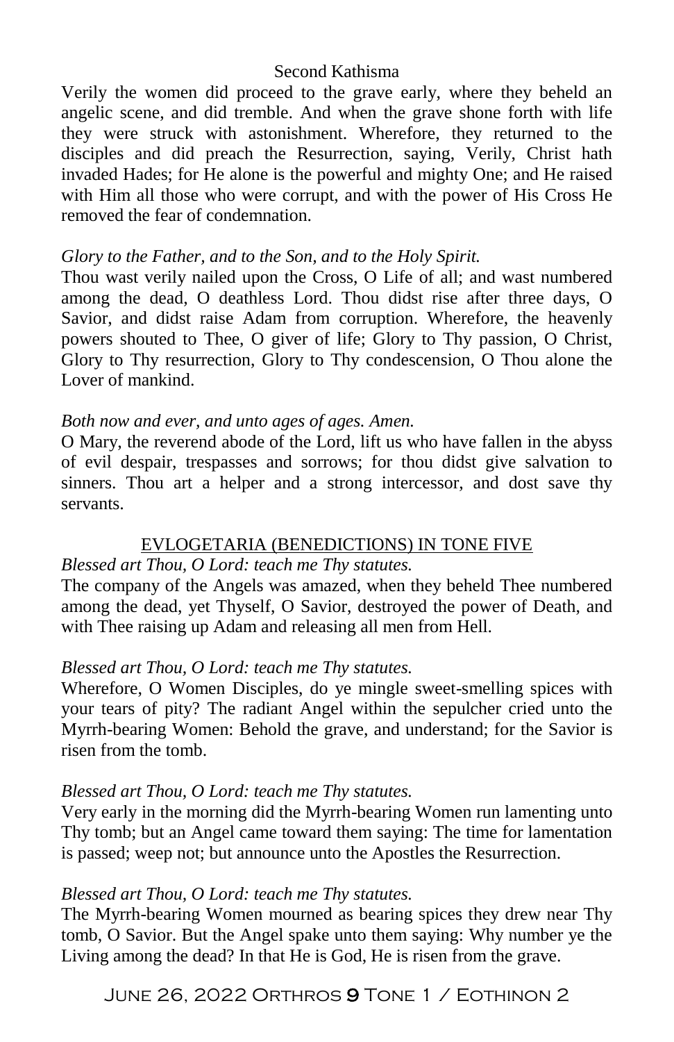### Second Kathisma

Verily the women did proceed to the grave early, where they beheld an angelic scene, and did tremble. And when the grave shone forth with life they were struck with astonishment. Wherefore, they returned to the disciples and did preach the Resurrection, saying, Verily, Christ hath invaded Hades; for He alone is the powerful and mighty One; and He raised with Him all those who were corrupt, and with the power of His Cross He removed the fear of condemnation.

*Glory to the Father, and to the Son, and to the Holy Spirit.*

Thou wast verily nailed upon the Cross, O Life of all; and wast numbered among the dead, O deathless Lord. Thou didst rise after three days, O Savior, and didst raise Adam from corruption. Wherefore, the heavenly powers shouted to Thee, O giver of life; Glory to Thy passion, O Christ, Glory to Thy resurrection, Glory to Thy condescension, O Thou alone the Lover of mankind.

*Both now and ever, and unto ages of ages. Amen.*

O Mary, the reverend abode of the Lord, lift us who have fallen in the abyss of evil despair, trespasses and sorrows; for thou didst give salvation to sinners. Thou art a helper and a strong intercessor, and dost save thy servants.

### EVLOGETARIA (BENEDICTIONS) IN TONE FIVE

*Blessed art Thou, O Lord: teach me Thy statutes.*

The company of the Angels was amazed, when they beheld Thee numbered among the dead, yet Thyself, O Savior, destroyed the power of Death, and with Thee raising up Adam and releasing all men from Hell.

*Blessed art Thou, O Lord: teach me Thy statutes.*

Wherefore, O Women Disciples, do ye mingle sweet-smelling spices with your tears of pity? The radiant Angel within the sepulcher cried unto the Myrrh-bearing Women: Behold the grave, and understand; for the Savior is risen from the tomb.

*Blessed art Thou, O Lord: teach me Thy statutes.*

Very early in the morning did the Myrrh-bearing Women run lamenting unto Thy tomb; but an Angel came toward them saying: The time for lamentation is passed; weep not; but announce unto the Apostles the Resurrection.

*Blessed art Thou, O Lord: teach me Thy statutes.*

The Myrrh-bearing Women mourned as bearing spices they drew near Thy tomb, O Savior. But the Angel spake unto them saying: Why number ye the Living among the dead? In that He is God, He is risen from the grave.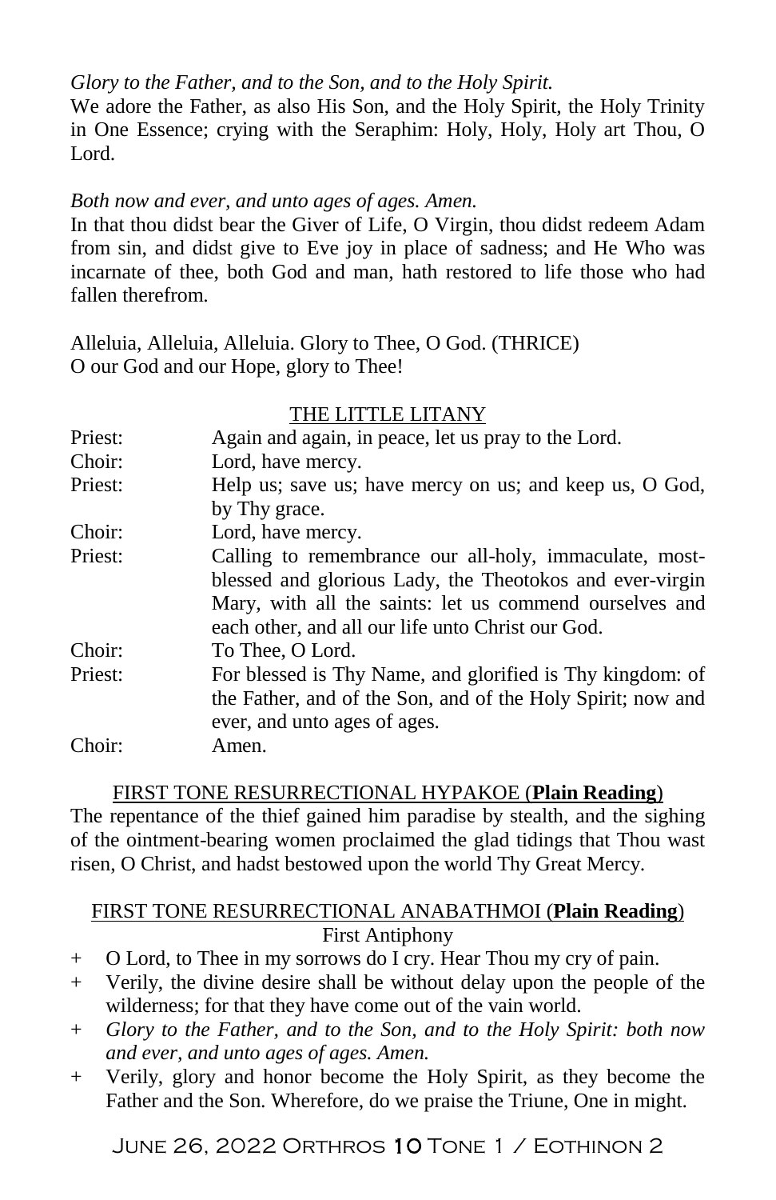*Glory to the Father, and to the Son, and to the Holy Spirit.*
We adore the Father, as also His Son, and the Holy Spirit, the Holy Trinity in One Essence; crying with the Seraphim: Holy, Holy, Holy art Thou, O Lord.

*Both now and ever, and unto ages of ages. Amen.*
In that thou didst bear the Giver of Life, O Virgin, thou didst redeem Adam from sin, and didst give to Eve joy in place of sadness; and He Who was incarnate of thee, both God and man, hath restored to life those who had fallen therefrom.

Alleluia, Alleluia, Alleluia. Glory to Thee, O God. (THRICE)
O our God and our Hope, glory to Thee!

## THE LITTLE LITANY

Priest: Again and again, in peace, let us pray to the Lord.
Choir: Lord, have mercy.
Priest: Help us; save us; have mercy on us; and keep us, O God, by Thy grace.
Choir: Lord, have mercy.
Priest: Calling to remembrance our all-holy, immaculate, most-blessed and glorious Lady, the Theotokos and ever-virgin Mary, with all the saints: let us commend ourselves and each other, and all our life unto Christ our God.
Choir: To Thee, O Lord.
Priest: For blessed is Thy Name, and glorified is Thy kingdom: of the Father, and of the Son, and of the Holy Spirit; now and ever, and unto ages of ages.
Choir: Amen.

## FIRST TONE RESURRECTIONAL HYPAKOE (**Plain Reading**)

The repentance of the thief gained him paradise by stealth, and the sighing of the ointment-bearing women proclaimed the glad tidings that Thou wast risen, O Christ, and hadst bestowed upon the world Thy Great Mercy.

## FIRST TONE RESURRECTIONAL ANABATHMOI (**Plain Reading**)

First Antiphony

\+ O Lord, to Thee in my sorrows do I cry. Hear Thou my cry of pain.
\+ Verily, the divine desire shall be without delay upon the people of the wilderness; for that they have come out of the vain world.
\+ *Glory to the Father, and to the Son, and to the Holy Spirit: both now and ever, and unto ages of ages. Amen.*
\+ Verily, glory and honor become the Holy Spirit, as they become the Father and the Son. Wherefore, do we praise the Triune, One in might.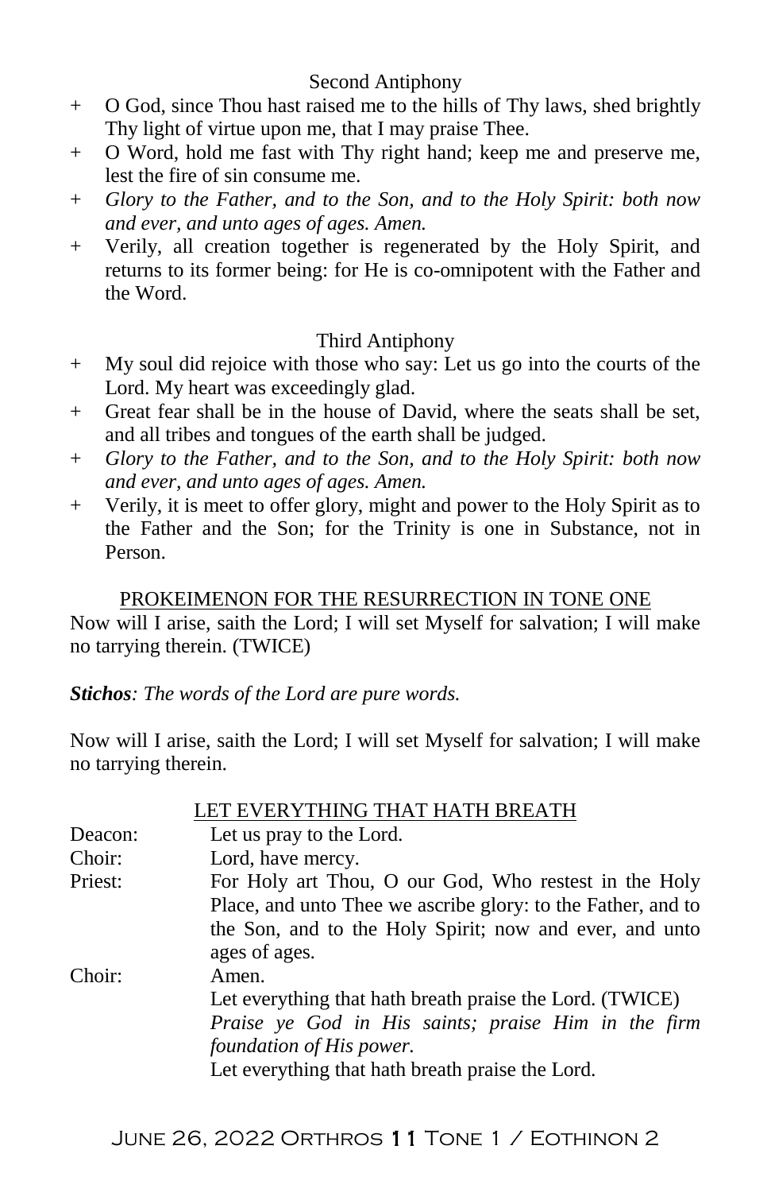Second Antiphony

- + O God, since Thou hast raised me to the hills of Thy laws, shed brightly Thy light of virtue upon me, that I may praise Thee.
- + O Word, hold me fast with Thy right hand; keep me and preserve me, lest the fire of sin consume me.
- + *Glory to the Father, and to the Son, and to the Holy Spirit: both now and ever, and unto ages of ages. Amen.*
- + Verily, all creation together is regenerated by the Holy Spirit, and returns to its former being: for He is co-omnipotent with the Father and the Word.

Third Antiphony

- + My soul did rejoice with those who say: Let us go into the courts of the Lord. My heart was exceedingly glad.
- + Great fear shall be in the house of David, where the seats shall be set, and all tribes and tongues of the earth shall be judged.
- + *Glory to the Father, and to the Son, and to the Holy Spirit: both now and ever, and unto ages of ages. Amen.*
- + Verily, it is meet to offer glory, might and power to the Holy Spirit as to the Father and the Son; for the Trinity is one in Substance, not in Person.

## PROKEIMENON FOR THE RESURRECTION IN TONE ONE

Now will I arise, saith the Lord; I will set Myself for salvation; I will make no tarrying therein. (TWICE)

***Stichos**: The words of the Lord are pure words.*

Now will I arise, saith the Lord; I will set Myself for salvation; I will make no tarrying therein.

## LET EVERYTHING THAT HATH BREATH

Deacon: Let us pray to the Lord.

Choir: Lord, have mercy.

Priest: For Holy art Thou, O our God, Who restest in the Holy Place, and unto Thee we ascribe glory: to the Father, and to the Son, and to the Holy Spirit; now and ever, and unto ages of ages.

Choir: Amen.
Let everything that hath breath praise the Lord. (TWICE)
*Praise ye God in His saints; praise Him in the firm foundation of His power.*
Let everything that hath breath praise the Lord.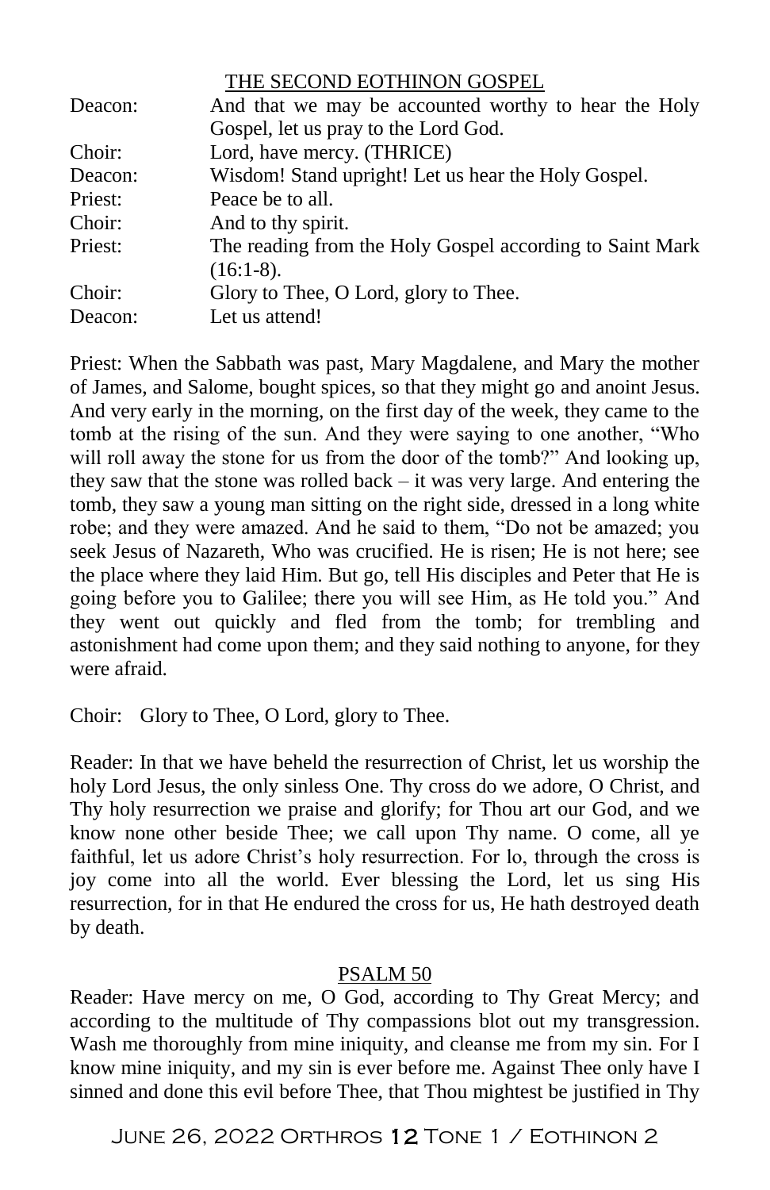## THE SECOND EOTHINON GOSPEL

| | |
|---|---|
| Deacon: | And that we may be accounted worthy to hear the Holy Gospel, let us pray to the Lord God. |
| Choir: | Lord, have mercy. (THRICE) |
| Deacon: | Wisdom! Stand upright! Let us hear the Holy Gospel. |
| Priest: | Peace be to all. |
| Choir: | And to thy spirit. |
| Priest: | The reading from the Holy Gospel according to Saint Mark (16:1-8). |
| Choir: | Glory to Thee, O Lord, glory to Thee. |
| Deacon: | Let us attend! |

Priest: When the Sabbath was past, Mary Magdalene, and Mary the mother of James, and Salome, bought spices, so that they might go and anoint Jesus. And very early in the morning, on the first day of the week, they came to the tomb at the rising of the sun. And they were saying to one another, "Who will roll away the stone for us from the door of the tomb?" And looking up, they saw that the stone was rolled back – it was very large. And entering the tomb, they saw a young man sitting on the right side, dressed in a long white robe; and they were amazed. And he said to them, "Do not be amazed; you seek Jesus of Nazareth, Who was crucified. He is risen; He is not here; see the place where they laid Him. But go, tell His disciples and Peter that He is going before you to Galilee; there you will see Him, as He told you." And they went out quickly and fled from the tomb; for trembling and astonishment had come upon them; and they said nothing to anyone, for they were afraid.

Choir: Glory to Thee, O Lord, glory to Thee.

Reader: In that we have beheld the resurrection of Christ, let us worship the holy Lord Jesus, the only sinless One. Thy cross do we adore, O Christ, and Thy holy resurrection we praise and glorify; for Thou art our God, and we know none other beside Thee; we call upon Thy name. O come, all ye faithful, let us adore Christ's holy resurrection. For lo, through the cross is joy come into all the world. Ever blessing the Lord, let us sing His resurrection, for in that He endured the cross for us, He hath destroyed death by death.

## PSALM 50

Reader: Have mercy on me, O God, according to Thy Great Mercy; and according to the multitude of Thy compassions blot out my transgression. Wash me thoroughly from mine iniquity, and cleanse me from my sin. For I know mine iniquity, and my sin is ever before me. Against Thee only have I sinned and done this evil before Thee, that Thou mightest be justified in Thy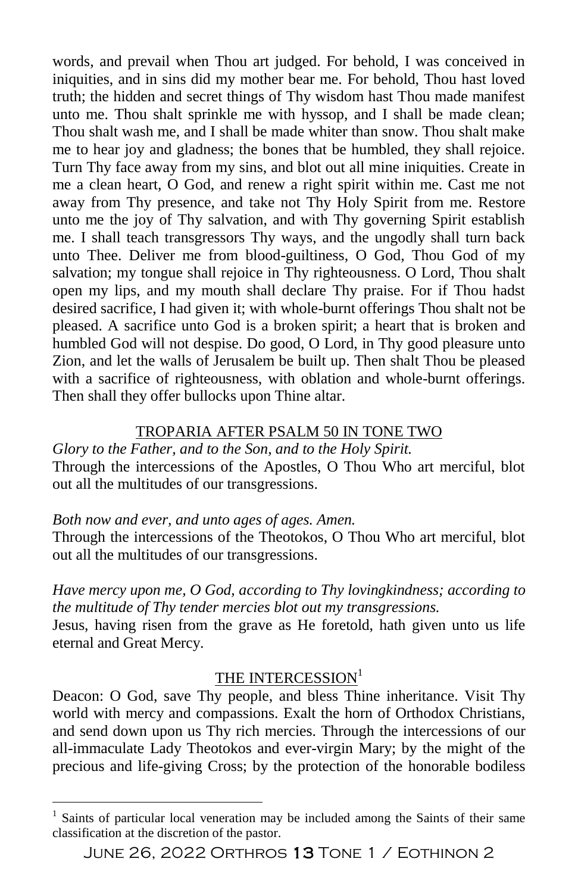words, and prevail when Thou art judged. For behold, I was conceived in iniquities, and in sins did my mother bear me. For behold, Thou hast loved truth; the hidden and secret things of Thy wisdom hast Thou made manifest unto me. Thou shalt sprinkle me with hyssop, and I shall be made clean; Thou shalt wash me, and I shall be made whiter than snow. Thou shalt make me to hear joy and gladness; the bones that be humbled, they shall rejoice. Turn Thy face away from my sins, and blot out all mine iniquities. Create in me a clean heart, O God, and renew a right spirit within me. Cast me not away from Thy presence, and take not Thy Holy Spirit from me. Restore unto me the joy of Thy salvation, and with Thy governing Spirit establish me. I shall teach transgressors Thy ways, and the ungodly shall turn back unto Thee. Deliver me from blood-guiltiness, O God, Thou God of my salvation; my tongue shall rejoice in Thy righteousness. O Lord, Thou shalt open my lips, and my mouth shall declare Thy praise. For if Thou hadst desired sacrifice, I had given it; with whole-burnt offerings Thou shalt not be pleased. A sacrifice unto God is a broken spirit; a heart that is broken and humbled God will not despise. Do good, O Lord, in Thy good pleasure unto Zion, and let the walls of Jerusalem be built up. Then shalt Thou be pleased with a sacrifice of righteousness, with oblation and whole-burnt offerings. Then shall they offer bullocks upon Thine altar.

## TROPARIA AFTER PSALM 50 IN TONE TWO

*Glory to the Father, and to the Son, and to the Holy Spirit.*
Through the intercessions of the Apostles, O Thou Who art merciful, blot out all the multitudes of our transgressions.

*Both now and ever, and unto ages of ages. Amen.*
Through the intercessions of the Theotokos, O Thou Who art merciful, blot out all the multitudes of our transgressions.

*Have mercy upon me, O God, according to Thy lovingkindness; according to the multitude of Thy tender mercies blot out my transgressions.*
Jesus, having risen from the grave as He foretold, hath given unto us life eternal and Great Mercy.

## THE INTERCESSION[1]

Deacon: O God, save Thy people, and bless Thine inheritance. Visit Thy world with mercy and compassions. Exalt the horn of Orthodox Christians, and send down upon us Thy rich mercies. Through the intercessions of our all-immaculate Lady Theotokos and ever-virgin Mary; by the might of the precious and life-giving Cross; by the protection of the honorable bodiless

---

[1] Saints of particular local veneration may be included among the Saints of their same classification at the discretion of the pastor.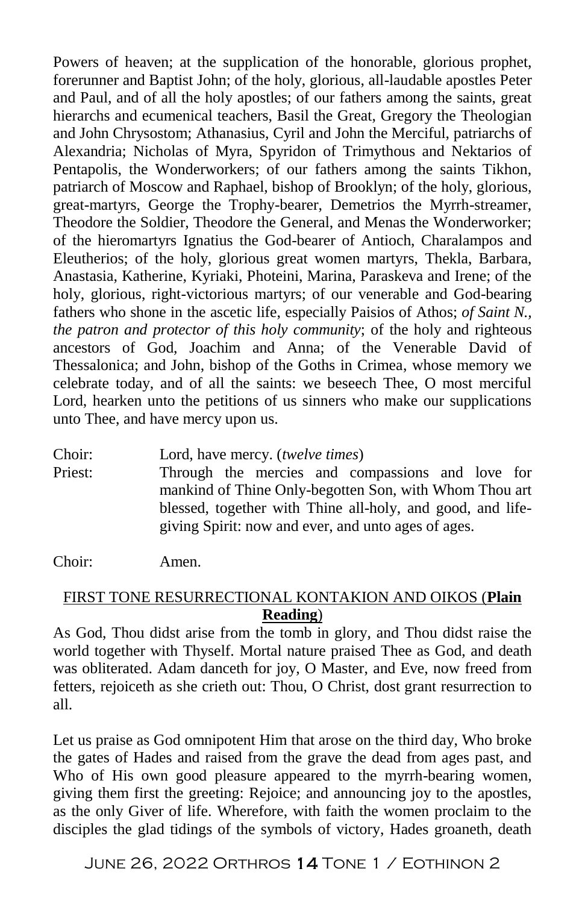Powers of heaven; at the supplication of the honorable, glorious prophet, forerunner and Baptist John; of the holy, glorious, all-laudable apostles Peter and Paul, and of all the holy apostles; of our fathers among the saints, great hierarchs and ecumenical teachers, Basil the Great, Gregory the Theologian and John Chrysostom; Athanasius, Cyril and John the Merciful, patriarchs of Alexandria; Nicholas of Myra, Spyridon of Trimythous and Nektarios of Pentapolis, the Wonderworkers; of our fathers among the saints Tikhon, patriarch of Moscow and Raphael, bishop of Brooklyn; of the holy, glorious, great-martyrs, George the Trophy-bearer, Demetrios the Myrrh-streamer, Theodore the Soldier, Theodore the General, and Menas the Wonderworker; of the hieromartyrs Ignatius the God-bearer of Antioch, Charalampos and Eleutherios; of the holy, glorious great women martyrs, Thekla, Barbara, Anastasia, Katherine, Kyriaki, Photeini, Marina, Paraskeva and Irene; of the holy, glorious, right-victorious martyrs; of our venerable and God-bearing fathers who shone in the ascetic life, especially Paisios of Athos; *of Saint N., the patron and protector of this holy community*; of the holy and righteous ancestors of God, Joachim and Anna; of the Venerable David of Thessalonica; and John, bishop of the Goths in Crimea, whose memory we celebrate today, and of all the saints: we beseech Thee, O most merciful Lord, hearken unto the petitions of us sinners who make our supplications unto Thee, and have mercy upon us.

Choir: Lord, have mercy. (*twelve times*)

Priest: Through the mercies and compassions and love for mankind of Thine Only-begotten Son, with Whom Thou art blessed, together with Thine all-holy, and good, and life-giving Spirit: now and ever, and unto ages of ages.

Choir: Amen.

FIRST TONE RESURRECTIONAL KONTAKION AND OIKOS (**Plain Reading**)

As God, Thou didst arise from the tomb in glory, and Thou didst raise the world together with Thyself. Mortal nature praised Thee as God, and death was obliterated. Adam danceth for joy, O Master, and Eve, now freed from fetters, rejoiceth as she crieth out: Thou, O Christ, dost grant resurrection to all.

Let us praise as God omnipotent Him that arose on the third day, Who broke the gates of Hades and raised from the grave the dead from ages past, and Who of His own good pleasure appeared to the myrrh-bearing women, giving them first the greeting: Rejoice; and announcing joy to the apostles, as the only Giver of life. Wherefore, with faith the women proclaim to the disciples the glad tidings of the symbols of victory, Hades groaneth, death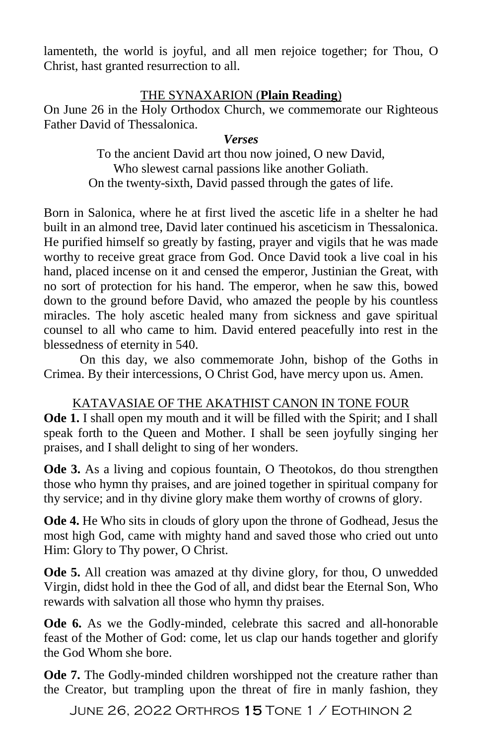lamenteth, the world is joyful, and all men rejoice together; for Thou, O Christ, hast granted resurrection to all.

## THE SYNAXARION (**Plain Reading**)

On June 26 in the Holy Orthodox Church, we commemorate our Righteous Father David of Thessalonica.

***Verses***

To the ancient David art thou now joined, O new David,
Who slewest carnal passions like another Goliath.
On the twenty-sixth, David passed through the gates of life.

Born in Salonica, where he at first lived the ascetic life in a shelter he had built in an almond tree, David later continued his asceticism in Thessalonica. He purified himself so greatly by fasting, prayer and vigils that he was made worthy to receive great grace from God. Once David took a live coal in his hand, placed incense on it and censed the emperor, Justinian the Great, with no sort of protection for his hand. The emperor, when he saw this, bowed down to the ground before David, who amazed the people by his countless miracles. The holy ascetic healed many from sickness and gave spiritual counsel to all who came to him. David entered peacefully into rest in the blessedness of eternity in 540.

On this day, we also commemorate John, bishop of the Goths in Crimea. By their intercessions, O Christ God, have mercy upon us. Amen.

## KATAVASIAE OF THE AKATHIST CANON IN TONE FOUR

**Ode 1.** I shall open my mouth and it will be filled with the Spirit; and I shall speak forth to the Queen and Mother. I shall be seen joyfully singing her praises, and I shall delight to sing of her wonders.

**Ode 3.** As a living and copious fountain, O Theotokos, do thou strengthen those who hymn thy praises, and are joined together in spiritual company for thy service; and in thy divine glory make them worthy of crowns of glory.

**Ode 4.** He Who sits in clouds of glory upon the throne of Godhead, Jesus the most high God, came with mighty hand and saved those who cried out unto Him: Glory to Thy power, O Christ.

**Ode 5.** All creation was amazed at thy divine glory, for thou, O unwedded Virgin, didst hold in thee the God of all, and didst bear the Eternal Son, Who rewards with salvation all those who hymn thy praises.

**Ode 6.** As we the Godly-minded, celebrate this sacred and all-honorable feast of the Mother of God: come, let us clap our hands together and glorify the God Whom she bore.

**Ode 7.** The Godly-minded children worshipped not the creature rather than the Creator, but trampling upon the threat of fire in manly fashion, they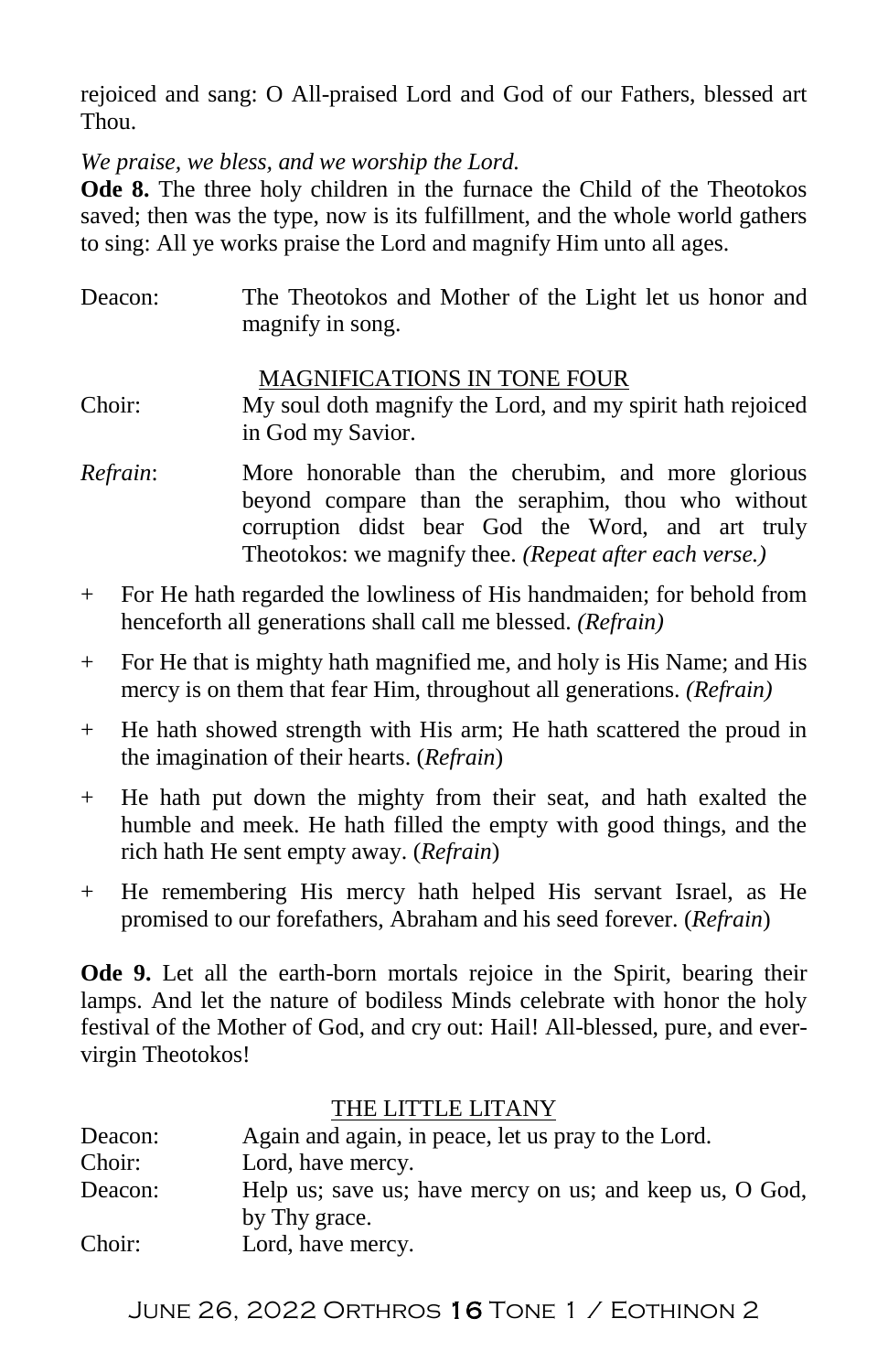rejoiced and sang: O All-praised Lord and God of our Fathers, blessed art Thou.

*We praise, we bless, and we worship the Lord.*

**Ode 8.** The three holy children in the furnace the Child of the Theotokos saved; then was the type, now is its fulfillment, and the whole world gathers to sing: All ye works praise the Lord and magnify Him unto all ages.

Deacon: The Theotokos and Mother of the Light let us honor and magnify in song.

MAGNIFICATIONS IN TONE FOUR

Choir: My soul doth magnify the Lord, and my spirit hath rejoiced in God my Savior.

*Refrain*: More honorable than the cherubim, and more glorious beyond compare than the seraphim, thou who without corruption didst bear God the Word, and art truly Theotokos: we magnify thee. *(Repeat after each verse.)*

+ For He hath regarded the lowliness of His handmaiden; for behold from henceforth all generations shall call me blessed. *(Refrain)*

+ For He that is mighty hath magnified me, and holy is His Name; and His mercy is on them that fear Him, throughout all generations. *(Refrain)*

+ He hath showed strength with His arm; He hath scattered the proud in the imagination of their hearts. (*Refrain*)

+ He hath put down the mighty from their seat, and hath exalted the humble and meek. He hath filled the empty with good things, and the rich hath He sent empty away. (*Refrain*)

+ He remembering His mercy hath helped His servant Israel, as He promised to our forefathers, Abraham and his seed forever. (*Refrain*)

**Ode 9.** Let all the earth-born mortals rejoice in the Spirit, bearing their lamps. And let the nature of bodiless Minds celebrate with honor the holy festival of the Mother of God, and cry out: Hail! All-blessed, pure, and ever-virgin Theotokos!

THE LITTLE LITANY

Deacon: Again and again, in peace, let us pray to the Lord.

Choir: Lord, have mercy.

Deacon: Help us; save us; have mercy on us; and keep us, O God, by Thy grace.

Choir: Lord, have mercy.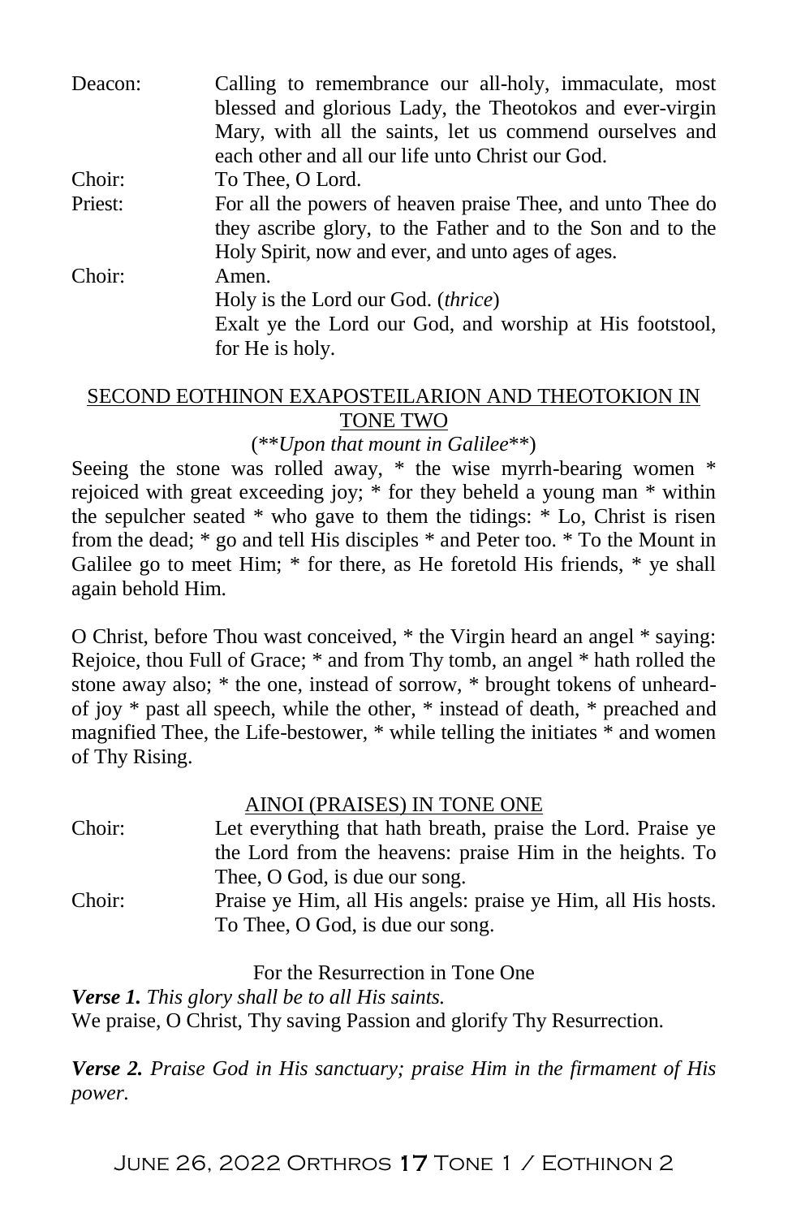Deacon: Calling to remembrance our all-holy, immaculate, most blessed and glorious Lady, the Theotokos and ever-virgin Mary, with all the saints, let us commend ourselves and each other and all our life unto Christ our God.

Choir: To Thee, O Lord.

Priest: For all the powers of heaven praise Thee, and unto Thee do they ascribe glory, to the Father and to the Son and to the Holy Spirit, now and ever, and unto ages of ages.

Choir: Amen.
Holy is the Lord our God. (*thrice*)
Exalt ye the Lord our God, and worship at His footstool, for He is holy.

## SECOND EOTHINON EXAPOSTEILARION AND THEOTOKION IN TONE TWO

(***Upon that mount in Galilee***)

Seeing the stone was rolled away, * the wise myrrh-bearing women * rejoiced with great exceeding joy; * for they beheld a young man * within the sepulcher seated * who gave to them the tidings: * Lo, Christ is risen from the dead; * go and tell His disciples * and Peter too. * To the Mount in Galilee go to meet Him; * for there, as He foretold His friends, * ye shall again behold Him.

O Christ, before Thou wast conceived, * the Virgin heard an angel * saying: Rejoice, thou Full of Grace; * and from Thy tomb, an angel * hath rolled the stone away also; * the one, instead of sorrow, * brought tokens of unheard-of joy * past all speech, while the other, * instead of death, * preached and magnified Thee, the Life-bestower, * while telling the initiates * and women of Thy Rising.

## AINOI (PRAISES) IN TONE ONE

Choir: Let everything that hath breath, praise the Lord. Praise ye the Lord from the heavens: praise Him in the heights. To Thee, O God, is due our song.

Choir: Praise ye Him, all His angels: praise ye Him, all His hosts. To Thee, O God, is due our song.

For the Resurrection in Tone One

***Verse 1.*** *This glory shall be to all His saints.*
We praise, O Christ, Thy saving Passion and glorify Thy Resurrection.

***Verse 2.*** *Praise God in His sanctuary; praise Him in the firmament of His power.*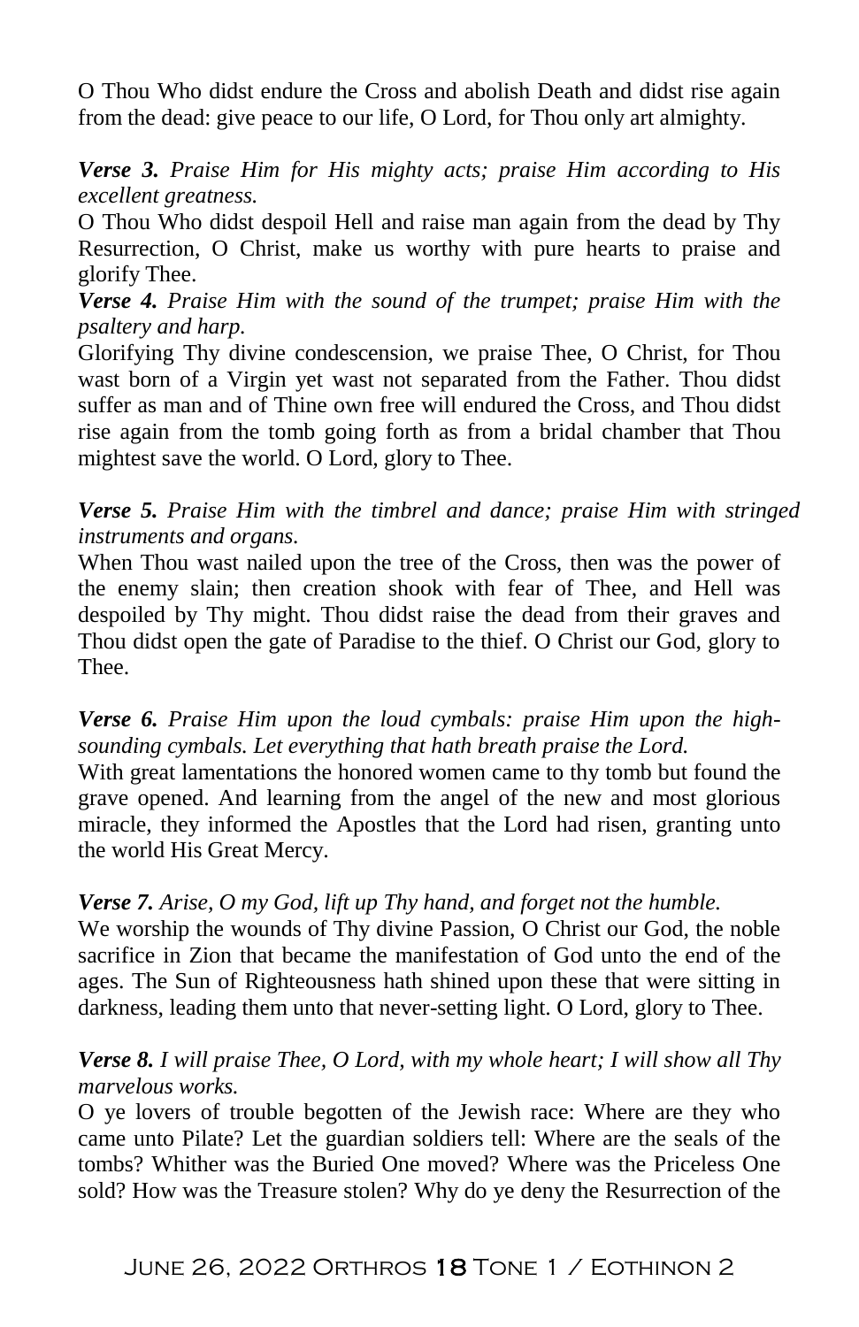O Thou Who didst endure the Cross and abolish Death and didst rise again from the dead: give peace to our life, O Lord, for Thou only art almighty.

***Verse 3.*** *Praise Him for His mighty acts; praise Him according to His excellent greatness.*
O Thou Who didst despoil Hell and raise man again from the dead by Thy Resurrection, O Christ, make us worthy with pure hearts to praise and glorify Thee.
***Verse 4.*** *Praise Him with the sound of the trumpet; praise Him with the psaltery and harp.*
Glorifying Thy divine condescension, we praise Thee, O Christ, for Thou wast born of a Virgin yet wast not separated from the Father. Thou didst suffer as man and of Thine own free will endured the Cross, and Thou didst rise again from the tomb going forth as from a bridal chamber that Thou mightest save the world. O Lord, glory to Thee.

***Verse 5.*** *Praise Him with the timbrel and dance; praise Him with stringed instruments and organs.*
When Thou wast nailed upon the tree of the Cross, then was the power of the enemy slain; then creation shook with fear of Thee, and Hell was despoiled by Thy might. Thou didst raise the dead from their graves and Thou didst open the gate of Paradise to the thief. O Christ our God, glory to Thee.

***Verse 6.*** *Praise Him upon the loud cymbals: praise Him upon the high-sounding cymbals. Let everything that hath breath praise the Lord.*
With great lamentations the honored women came to thy tomb but found the grave opened. And learning from the angel of the new and most glorious miracle, they informed the Apostles that the Lord had risen, granting unto the world His Great Mercy.

***Verse 7.*** *Arise, O my God, lift up Thy hand, and forget not the humble.*
We worship the wounds of Thy divine Passion, O Christ our God, the noble sacrifice in Zion that became the manifestation of God unto the end of the ages. The Sun of Righteousness hath shined upon these that were sitting in darkness, leading them unto that never-setting light. O Lord, glory to Thee.

***Verse 8.*** *I will praise Thee, O Lord, with my whole heart; I will show all Thy marvelous works.*
O ye lovers of trouble begotten of the Jewish race: Where are they who came unto Pilate? Let the guardian soldiers tell: Where are the seals of the tombs? Whither was the Buried One moved? Where was the Priceless One sold? How was the Treasure stolen? Why do ye deny the Resurrection of the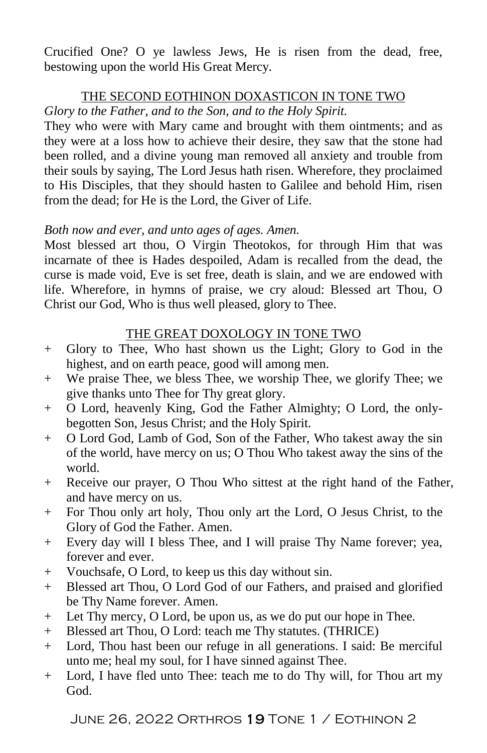Crucified One? O ye lawless Jews, He is risen from the dead, free, bestowing upon the world His Great Mercy.

## THE SECOND EOTHINON DOXASTICON IN TONE TWO

*Glory to the Father, and to the Son, and to the Holy Spirit.*

They who were with Mary came and brought with them ointments; and as they were at a loss how to achieve their desire, they saw that the stone had been rolled, and a divine young man removed all anxiety and trouble from their souls by saying, The Lord Jesus hath risen. Wherefore, they proclaimed to His Disciples, that they should hasten to Galilee and behold Him, risen from the dead; for He is the Lord, the Giver of Life.

*Both now and ever, and unto ages of ages. Amen.*

Most blessed art thou, O Virgin Theotokos, for through Him that was incarnate of thee is Hades despoiled, Adam is recalled from the dead, the curse is made void, Eve is set free, death is slain, and we are endowed with life. Wherefore, in hymns of praise, we cry aloud: Blessed art Thou, O Christ our God, Who is thus well pleased, glory to Thee.

## THE GREAT DOXOLOGY IN TONE TWO

+ Glory to Thee, Who hast shown us the Light; Glory to God in the highest, and on earth peace, good will among men.
+ We praise Thee, we bless Thee, we worship Thee, we glorify Thee; we give thanks unto Thee for Thy great glory.
+ O Lord, heavenly King, God the Father Almighty; O Lord, the only-begotten Son, Jesus Christ; and the Holy Spirit.
+ O Lord God, Lamb of God, Son of the Father, Who takest away the sin of the world, have mercy on us; O Thou Who takest away the sins of the world.
+ Receive our prayer, O Thou Who sittest at the right hand of the Father, and have mercy on us.
+ For Thou only art holy, Thou only art the Lord, O Jesus Christ, to the Glory of God the Father. Amen.
+ Every day will I bless Thee, and I will praise Thy Name forever; yea, forever and ever.
+ Vouchsafe, O Lord, to keep us this day without sin.
+ Blessed art Thou, O Lord God of our Fathers, and praised and glorified be Thy Name forever. Amen.
+ Let Thy mercy, O Lord, be upon us, as we do put our hope in Thee.
+ Blessed art Thou, O Lord: teach me Thy statutes. (THRICE)
+ Lord, Thou hast been our refuge in all generations. I said: Be merciful unto me; heal my soul, for I have sinned against Thee.
+ Lord, I have fled unto Thee: teach me to do Thy will, for Thou art my God.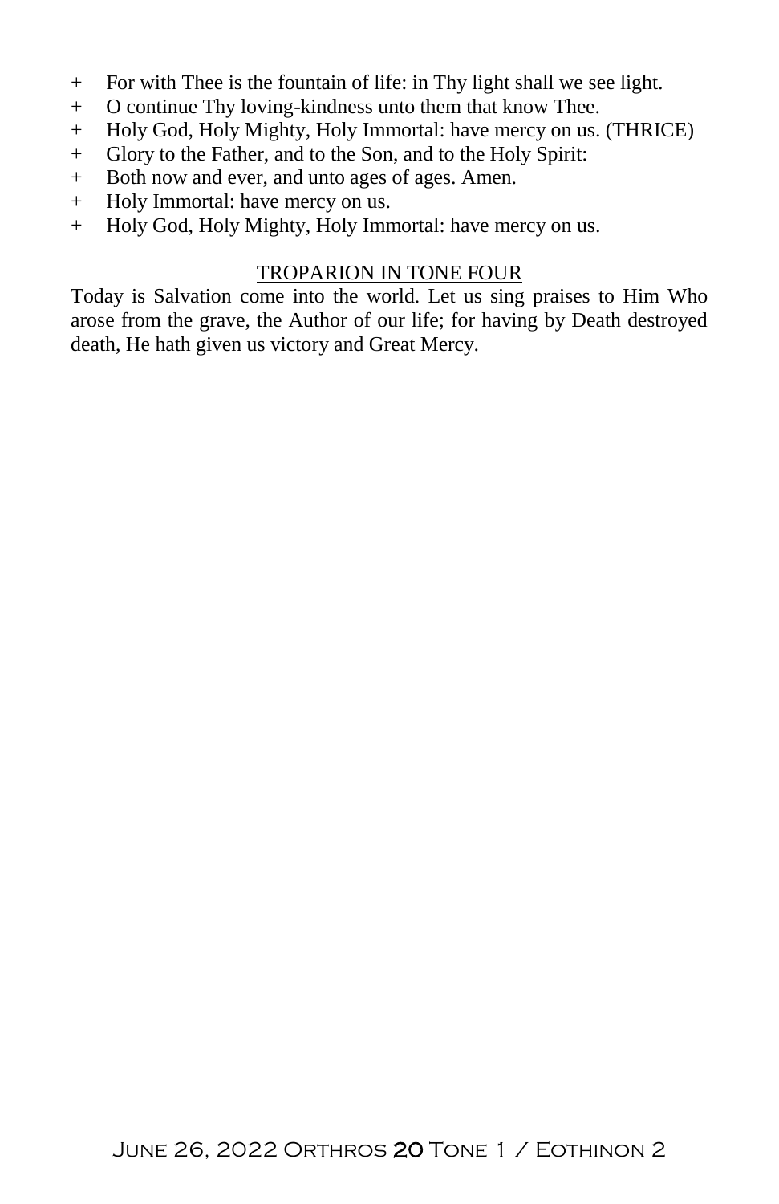\+ For with Thee is the fountain of life: in Thy light shall we see light.
\+ O continue Thy loving-kindness unto them that know Thee.
\+ Holy God, Holy Mighty, Holy Immortal: have mercy on us. (THRICE)
\+ Glory to the Father, and to the Son, and to the Holy Spirit:
\+ Both now and ever, and unto ages of ages. Amen.
\+ Holy Immortal: have mercy on us.
\+ Holy God, Holy Mighty, Holy Immortal: have mercy on us.

## TROPARION IN TONE FOUR

Today is Salvation come into the world. Let us sing praises to Him Who arose from the grave, the Author of our life; for having by Death destroyed death, He hath given us victory and Great Mercy.